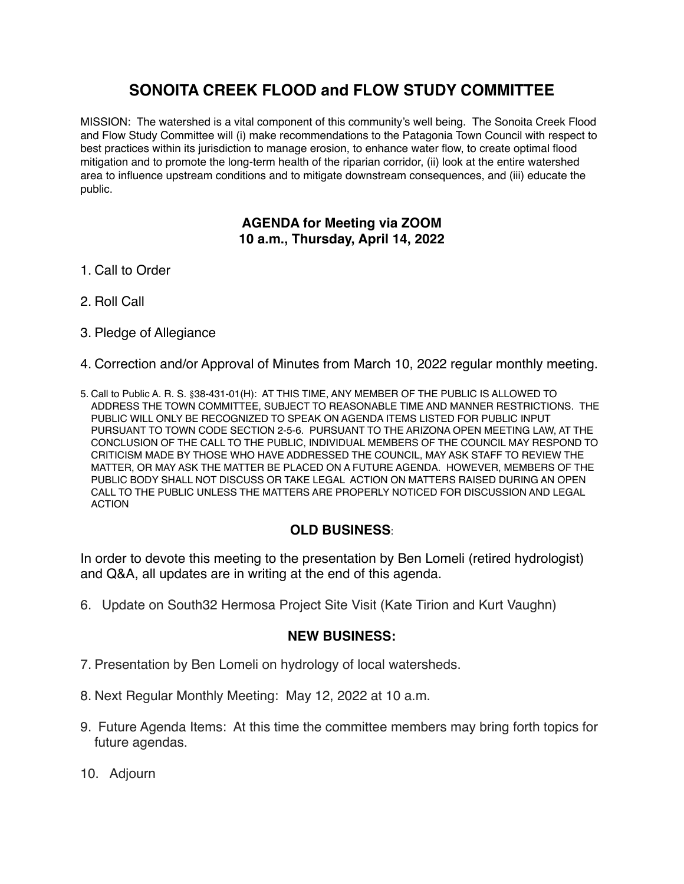# SONOITA CREEK FLOOD and FLOW STUDY COMMITTEE

MISSION: The watershed is a vital component of this community's well being. The Sonoita Creek Flood and Flow Study Committee will (i) make recommendations to the Patagonia Town Council with respect to best practices within its jurisdiction to manage erosion, to enhance water flow, to create optimal flood mitigation and to promote the long-term health of the riparian corridor, (ii) look at the entire watershed area to influence upstream conditions and to mitigate downstream consequences, and (iii) educate the public.

## AGENDA for Meeting via ZOOM
## 10 a.m., Thursday, April 14, 2022

1. Call to Order

2. Roll Call

3. Pledge of Allegiance

4. Correction and/or Approval of Minutes from March 10, 2022 regular monthly meeting.

5. Call to Public A. R. S. §38-431-01(H): AT THIS TIME, ANY MEMBER OF THE PUBLIC IS ALLOWED TO ADDRESS THE TOWN COMMITTEE, SUBJECT TO REASONABLE TIME AND MANNER RESTRICTIONS. THE PUBLIC WILL ONLY BE RECOGNIZED TO SPEAK ON AGENDA ITEMS LISTED FOR PUBLIC INPUT PURSUANT TO TOWN CODE SECTION 2-5-6. PURSUANT TO THE ARIZONA OPEN MEETING LAW, AT THE CONCLUSION OF THE CALL TO THE PUBLIC, INDIVIDUAL MEMBERS OF THE COUNCIL MAY RESPOND TO CRITICISM MADE BY THOSE WHO HAVE ADDRESSED THE COUNCIL, MAY ASK STAFF TO REVIEW THE MATTER, OR MAY ASK THE MATTER BE PLACED ON A FUTURE AGENDA. HOWEVER, MEMBERS OF THE PUBLIC BODY SHALL NOT DISCUSS OR TAKE LEGAL ACTION ON MATTERS RAISED DURING AN OPEN CALL TO THE PUBLIC UNLESS THE MATTERS ARE PROPERLY NOTICED FOR DISCUSSION AND LEGAL ACTION

### OLD BUSINESS:

In order to devote this meeting to the presentation by Ben Lomeli (retired hydrologist) and Q&A, all updates are in writing at the end of this agenda.

6. Update on South32 Hermosa Project Site Visit (Kate Tirion and Kurt Vaughn)

### NEW BUSINESS:

7. Presentation by Ben Lomeli on hydrology of local watersheds.

8. Next Regular Monthly Meeting: May 12, 2022 at 10 a.m.

9. Future Agenda Items: At this time the committee members may bring forth topics for future agendas.

10. Adjourn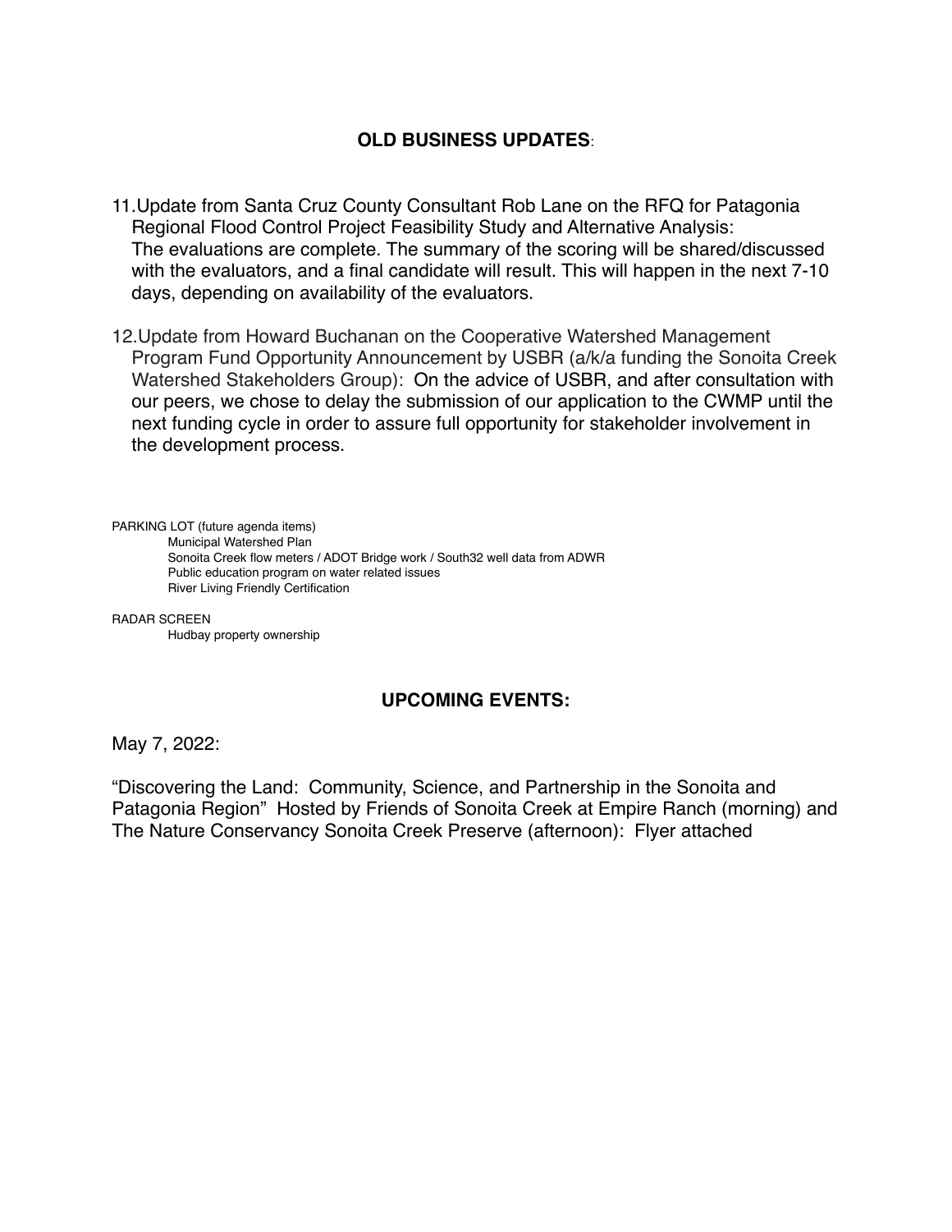## OLD BUSINESS UPDATES:

11. Update from Santa Cruz County Consultant Rob Lane on the RFQ for Patagonia Regional Flood Control Project Feasibility Study and Alternative Analysis:
    The evaluations are complete. The summary of the scoring will be shared/discussed with the evaluators, and a final candidate will result. This will happen in the next 7-10 days, depending on availability of the evaluators.

12. Update from Howard Buchanan on the Cooperative Watershed Management Program Fund Opportunity Announcement by USBR (a/k/a funding the Sonoita Creek Watershed Stakeholders Group): On the advice of USBR, and after consultation with our peers, we chose to delay the submission of our application to the CWMP until the next funding cycle in order to assure full opportunity for stakeholder involvement in the development process.

PARKING LOT (future agenda items)

- Municipal Watershed Plan
- Sonoita Creek flow meters / ADOT Bridge work / South32 well data from ADWR
- Public education program on water related issues
- River Living Friendly Certification

RADAR SCREEN

- Hudbay property ownership

## UPCOMING EVENTS:

May 7, 2022:

"Discovering the Land: Community, Science, and Partnership in the Sonoita and Patagonia Region" Hosted by Friends of Sonoita Creek at Empire Ranch (morning) and The Nature Conservancy Sonoita Creek Preserve (afternoon): Flyer attached